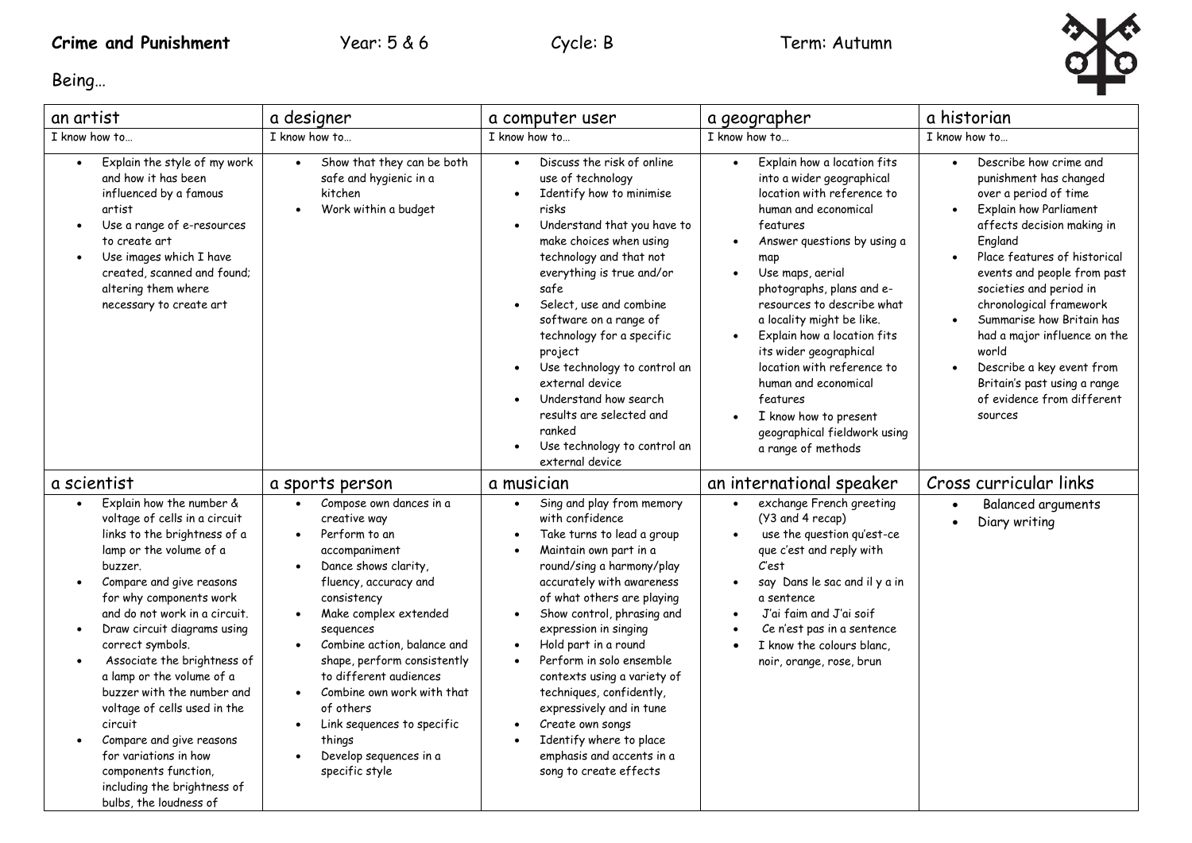**Crime and Punishment** Year: 5 & 6 Cycle: B Term: Autumn

Being…

| an artist | a designer | a computer user | a geographer | a historian |
|---|---|---|---|---|
| I know how to… | I know how to… | I know how to… | I know how to… | I know how to… |
| • Explain the style of my work and how it has been influenced by a famous artist<br>• Use a range of e-resources to create art<br>• Use images which I have created, scanned and found; altering them where necessary to create art | • Show that they can be both safe and hygienic in a kitchen<br>• Work within a budget | • Discuss the risk of online use of technology<br>• Identify how to minimise risks<br>• Understand that you have to make choices when using technology and that not everything is true and/or safe<br>• Select, use and combine software on a range of technology for a specific project<br>• Use technology to control an external device<br>• Understand how search results are selected and ranked<br>• Use technology to control an external device | • Explain how a location fits into a wider geographical location with reference to human and economical features<br>• Answer questions by using a map<br>• Use maps, aerial photographs, plans and e-resources to describe what a locality might be like.<br>• Explain how a location fits its wider geographical location with reference to human and economical features<br>• I know how to present geographical fieldwork using a range of methods | • Describe how crime and punishment has changed over a period of time<br>• Explain how Parliament affects decision making in England<br>• Place features of historical events and people from past societies and period in chronological framework<br>• Summarise how Britain has had a major influence on the world<br>• Describe a key event from Britain's past using a range of evidence from different sources |
| **a scientist** | **a sports person** | **a musician** | **an international speaker** | **Cross curricular links** |
| • Explain how the number & voltage of cells in a circuit links to the brightness of a lamp or the volume of a buzzer.<br>• Compare and give reasons for why components work and do not work in a circuit.<br>• Draw circuit diagrams using correct symbols.<br>• Associate the brightness of a lamp or the volume of a buzzer with the number and voltage of cells used in the circuit<br>• Compare and give reasons for variations in how components function, including the brightness of bulbs, the loudness of | • Compose own dances in a creative way<br>• Perform to an accompaniment<br>• Dance shows clarity, fluency, accuracy and consistency<br>• Make complex extended sequences<br>• Combine action, balance and shape, perform consistently to different audiences<br>• Combine own work with that of others<br>• Link sequences to specific things<br>• Develop sequences in a specific style | • Sing and play from memory with confidence<br>• Take turns to lead a group<br>• Maintain own part in a round/sing a harmony/play accurately with awareness of what others are playing<br>• Show control, phrasing and expression in singing<br>• Hold part in a round<br>• Perform in solo ensemble contexts using a variety of techniques, confidently, expressively and in tune<br>• Create own songs<br>• Identify where to place emphasis and accents in a song to create effects | • exchange French greeting (Y3 and 4 recap)<br>• use the question qu'est-ce que c'est and reply with C'est<br>• say Dans le sac and il y a in a sentence<br>• J'ai faim and J'ai soif<br>• Ce n'est pas in a sentence<br>• I know the colours blanc, noir, orange, rose, brun | • Balanced arguments<br>• Diary writing |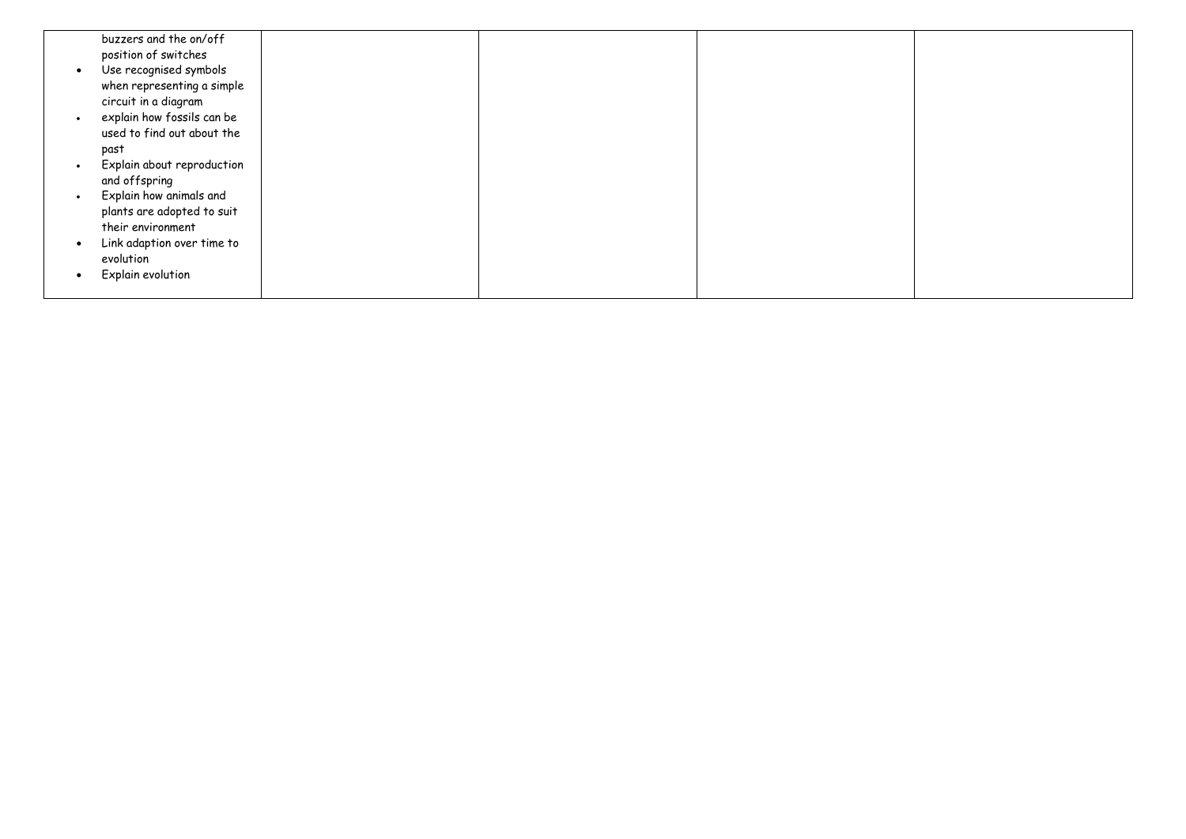| | | | | |
|---|---|---|---|---|
| buzzers and the on/off position of switches<br>• Use recognised symbols when representing a simple circuit in a diagram<br>• explain how fossils can be used to find out about the past<br>• Explain about reproduction and offspring<br>• Explain how animals and plants are adopted to suit their environment<br>• Link adaption over time to evolution<br>• Explain evolution | | | | |